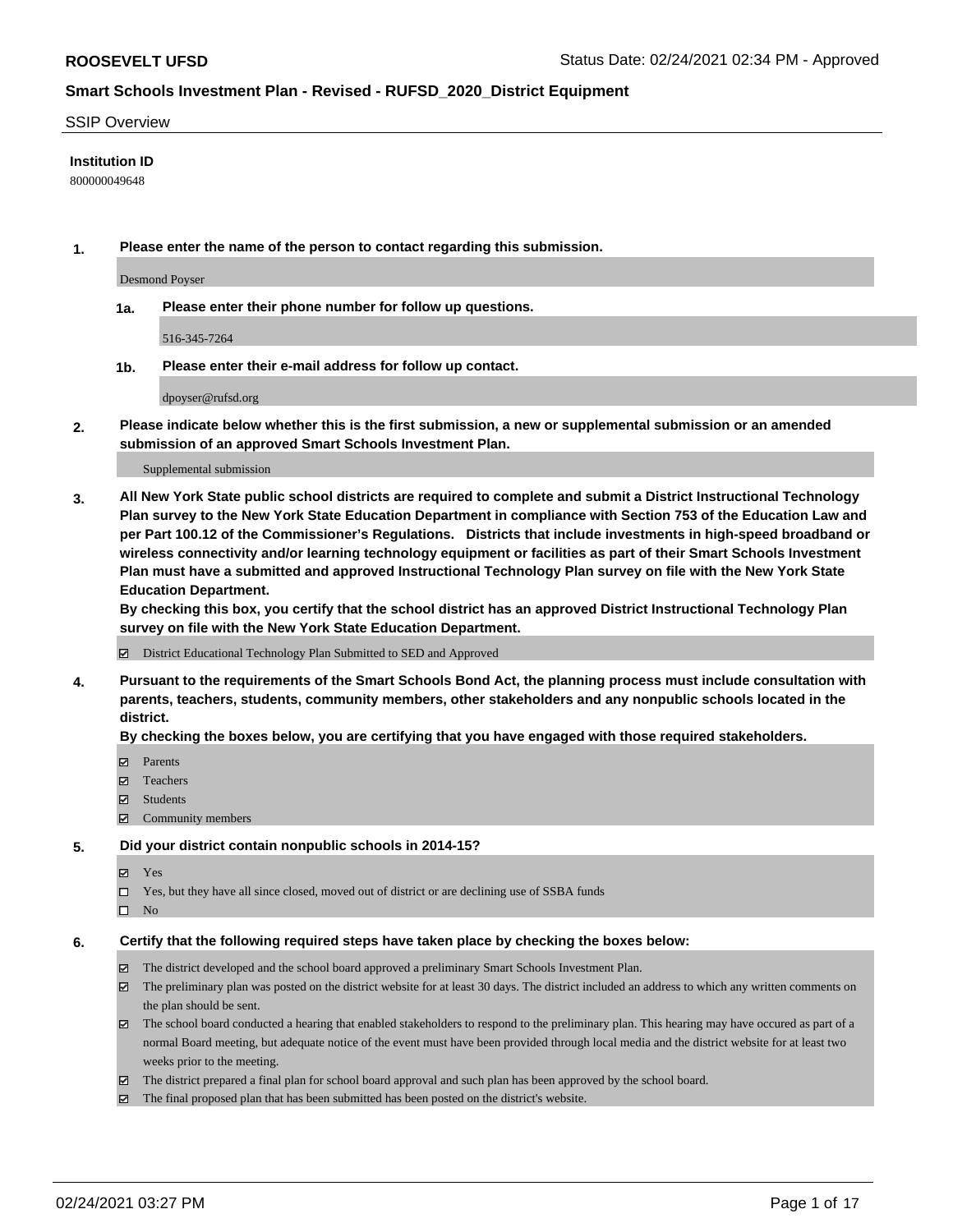**ROOSEVELT UFSD** Status Date: 02/24/2021 02:34 PM - Approved

**Smart Schools Investment Plan - Revised - RUFSD_2020_District Equipment**

SSIP Overview

**Institution ID**

800000049648

**1. Please enter the name of the person to contact regarding this submission.**

Desmond Poyser

**1a. Please enter their phone number for follow up questions.**

516-345-7264

**1b. Please enter their e-mail address for follow up contact.**

dpoyser@rufsd.org

**2. Please indicate below whether this is the first submission, a new or supplemental submission or an amended submission of an approved Smart Schools Investment Plan.**

Supplemental submission

**3. All New York State public school districts are required to complete and submit a District Instructional Technology Plan survey to the New York State Education Department in compliance with Section 753 of the Education Law and per Part 100.12 of the Commissioner's Regulations. Districts that include investments in high-speed broadband or wireless connectivity and/or learning technology equipment or facilities as part of their Smart Schools Investment Plan must have a submitted and approved Instructional Technology Plan survey on file with the New York State Education Department.**
**By checking this box, you certify that the school district has an approved District Instructional Technology Plan survey on file with the New York State Education Department.**

- ☑ District Educational Technology Plan Submitted to SED and Approved

**4. Pursuant to the requirements of the Smart Schools Bond Act, the planning process must include consultation with parents, teachers, students, community members, other stakeholders and any nonpublic schools located in the district.**
**By checking the boxes below, you are certifying that you have engaged with those required stakeholders.**

- ☑ Parents
- ☑ Teachers
- ☑ Students
- ☑ Community members

**5. Did your district contain nonpublic schools in 2014-15?**

- ☑ Yes
- ☐ Yes, but they have all since closed, moved out of district or are declining use of SSBA funds
- ☐ No

**6. Certify that the following required steps have taken place by checking the boxes below:**

- ☑ The district developed and the school board approved a preliminary Smart Schools Investment Plan.
- ☑ The preliminary plan was posted on the district website for at least 30 days. The district included an address to which any written comments on the plan should be sent.
- ☑ The school board conducted a hearing that enabled stakeholders to respond to the preliminary plan. This hearing may have occured as part of a normal Board meeting, but adequate notice of the event must have been provided through local media and the district website for at least two weeks prior to the meeting.
- ☑ The district prepared a final plan for school board approval and such plan has been approved by the school board.
- ☑ The final proposed plan that has been submitted has been posted on the district's website.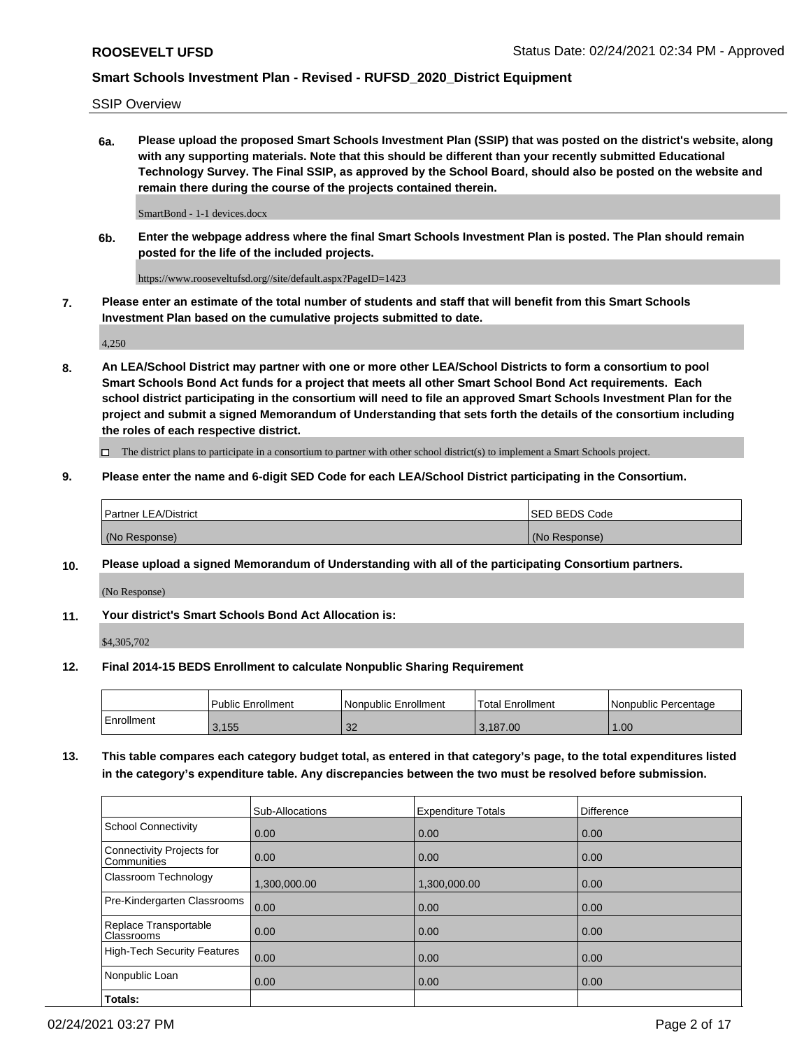SSIP Overview

**6a. Please upload the proposed Smart Schools Investment Plan (SSIP) that was posted on the district's website, along with any supporting materials. Note that this should be different than your recently submitted Educational Technology Survey. The Final SSIP, as approved by the School Board, should also be posted on the website and remain there during the course of the projects contained therein.**

SmartBond - 1-1 devices.docx

**6b. Enter the webpage address where the final Smart Schools Investment Plan is posted. The Plan should remain posted for the life of the included projects.**

https://www.rooseveltufsd.org//site/default.aspx?PageID=1423

**7. Please enter an estimate of the total number of students and staff that will benefit from this Smart Schools Investment Plan based on the cumulative projects submitted to date.**

4,250

**8. An LEA/School District may partner with one or more other LEA/School Districts to form a consortium to pool Smart Schools Bond Act funds for a project that meets all other Smart School Bond Act requirements. Each school district participating in the consortium will need to file an approved Smart Schools Investment Plan for the project and submit a signed Memorandum of Understanding that sets forth the details of the consortium including the roles of each respective district.**

☐ The district plans to participate in a consortium to partner with other school district(s) to implement a Smart Schools project.

**9. Please enter the name and 6-digit SED Code for each LEA/School District participating in the Consortium.**

| Partner LEA/District | SED BEDS Code |
|---|---|
| (No Response) | (No Response) |

**10. Please upload a signed Memorandum of Understanding with all of the participating Consortium partners.**

(No Response)

**11. Your district's Smart Schools Bond Act Allocation is:**

$4,305,702

**12. Final 2014-15 BEDS Enrollment to calculate Nonpublic Sharing Requirement**

| | Public Enrollment | Nonpublic Enrollment | Total Enrollment | Nonpublic Percentage |
|---|---|---|---|---|
| Enrollment | 3,155 | 32 | 3,187.00 | 1.00 |

**13. This table compares each category budget total, as entered in that category's page, to the total expenditures listed in the category's expenditure table. Any discrepancies between the two must be resolved before submission.**

| | Sub-Allocations | Expenditure Totals | Difference |
|---|---|---|---|
| School Connectivity | 0.00 | 0.00 | 0.00 |
| Connectivity Projects for Communities | 0.00 | 0.00 | 0.00 |
| Classroom Technology | 1,300,000.00 | 1,300,000.00 | 0.00 |
| Pre-Kindergarten Classrooms | 0.00 | 0.00 | 0.00 |
| Replace Transportable Classrooms | 0.00 | 0.00 | 0.00 |
| High-Tech Security Features | 0.00 | 0.00 | 0.00 |
| Nonpublic Loan | 0.00 | 0.00 | 0.00 |
| **Totals:** | | | |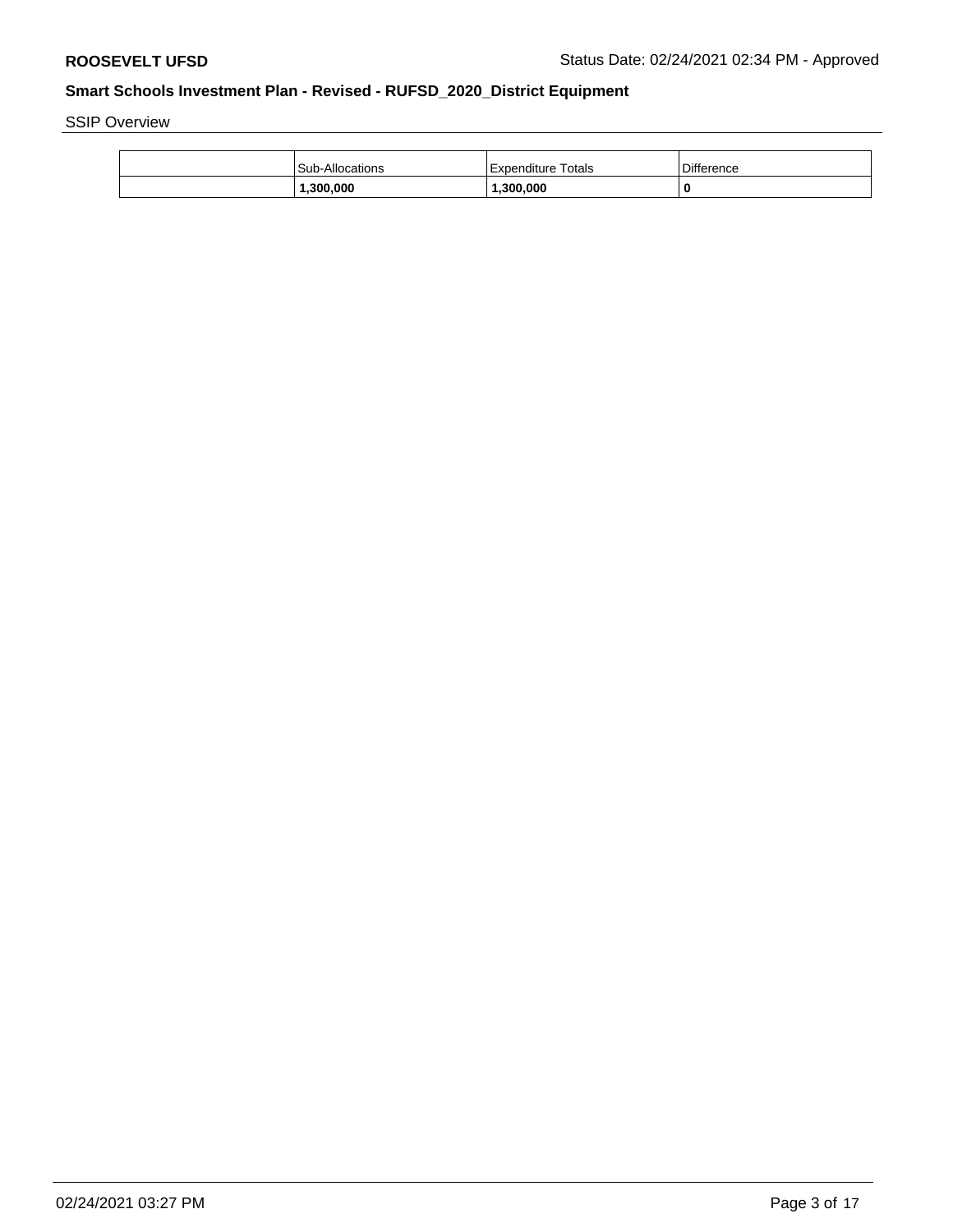SSIP Overview

| | Sub-Allocations | Expenditure Totals | Difference |
|---|---|---|---|
| | **1,300,000** | **1,300,000** | **0** |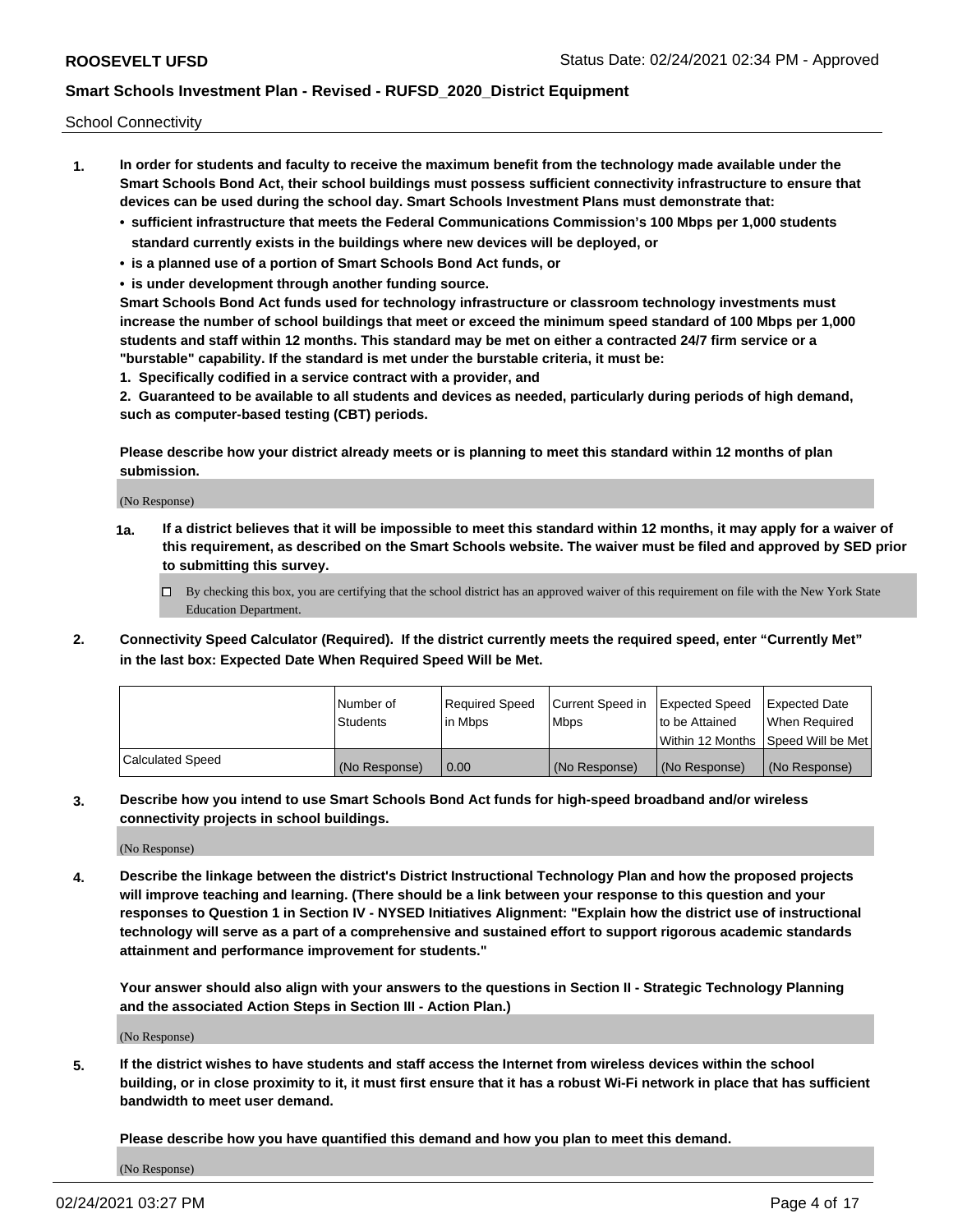School Connectivity

1. **In order for students and faculty to receive the maximum benefit from the technology made available under the Smart Schools Bond Act, their school buildings must possess sufficient connectivity infrastructure to ensure that devices can be used during the school day. Smart Schools Investment Plans must demonstrate that:**
   - **sufficient infrastructure that meets the Federal Communications Commission's 100 Mbps per 1,000 students standard currently exists in the buildings where new devices will be deployed, or**
   - **is a planned use of a portion of Smart Schools Bond Act funds, or**
   - **is under development through another funding source.**

   **Smart Schools Bond Act funds used for technology infrastructure or classroom technology investments must increase the number of school buildings that meet or exceed the minimum speed standard of 100 Mbps per 1,000 students and staff within 12 months. This standard may be met on either a contracted 24/7 firm service or a "burstable" capability. If the standard is met under the burstable criteria, it must be:**

   **1. Specifically codified in a service contract with a provider, and**

   **2. Guaranteed to be available to all students and devices as needed, particularly during periods of high demand, such as computer-based testing (CBT) periods.**

   **Please describe how your district already meets or is planning to meet this standard within 12 months of plan submission.**

   (No Response)

   **1a. If a district believes that it will be impossible to meet this standard within 12 months, it may apply for a waiver of this requirement, as described on the Smart Schools website. The waiver must be filed and approved by SED prior to submitting this survey.**

   ☐ By checking this box, you are certifying that the school district has an approved waiver of this requirement on file with the New York State Education Department.

2. **Connectivity Speed Calculator (Required). If the district currently meets the required speed, enter "Currently Met" in the last box: Expected Date When Required Speed Will be Met.**

| | Number of Students | Required Speed in Mbps | Current Speed in Mbps | Expected Speed to be Attained Within 12 Months | Expected Date When Required Speed Will be Met |
|---|---|---|---|---|---|
| Calculated Speed | (No Response) | 0.00 | (No Response) | (No Response) | (No Response) |

3. **Describe how you intend to use Smart Schools Bond Act funds for high-speed broadband and/or wireless connectivity projects in school buildings.**

   (No Response)

4. **Describe the linkage between the district's District Instructional Technology Plan and how the proposed projects will improve teaching and learning. (There should be a link between your response to this question and your responses to Question 1 in Section IV - NYSED Initiatives Alignment: "Explain how the district use of instructional technology will serve as a part of a comprehensive and sustained effort to support rigorous academic standards attainment and performance improvement for students."**

   **Your answer should also align with your answers to the questions in Section II - Strategic Technology Planning and the associated Action Steps in Section III - Action Plan.)**

   (No Response)

5. **If the district wishes to have students and staff access the Internet from wireless devices within the school building, or in close proximity to it, it must first ensure that it has a robust Wi-Fi network in place that has sufficient bandwidth to meet user demand.**

   **Please describe how you have quantified this demand and how you plan to meet this demand.**

   (No Response)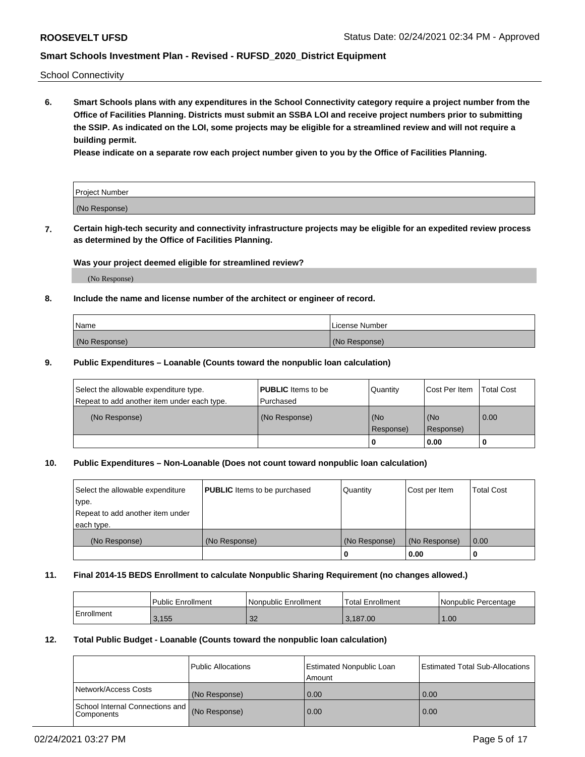School Connectivity

**6. Smart Schools plans with any expenditures in the School Connectivity category require a project number from the Office of Facilities Planning. Districts must submit an SSBA LOI and receive project numbers prior to submitting the SSIP. As indicated on the LOI, some projects may be eligible for a streamlined review and will not require a building permit.**

**Please indicate on a separate row each project number given to you by the Office of Facilities Planning.**

| Project Number |
|---|
| (No Response) |

**7. Certain high-tech security and connectivity infrastructure projects may be eligible for an expedited review process as determined by the Office of Facilities Planning.**

**Was your project deemed eligible for streamlined review?**

(No Response)

**8. Include the name and license number of the architect or engineer of record.**

| Name | License Number |
|---|---|
| (No Response) | (No Response) |

**9. Public Expenditures – Loanable (Counts toward the nonpublic loan calculation)**

| Select the allowable expenditure type. Repeat to add another item under each type. | **PUBLIC** Items to be Purchased | Quantity | Cost Per Item | Total Cost |
|---|---|---|---|---|
| (No Response) | (No Response) | (No Response) | (No Response) | 0.00 |
| | | 0 | 0.00 | 0 |

**10. Public Expenditures – Non-Loanable (Does not count toward nonpublic loan calculation)**

| Select the allowable expenditure type. Repeat to add another item under each type. | **PUBLIC** Items to be purchased | Quantity | Cost per Item | Total Cost |
|---|---|---|---|---|
| (No Response) | (No Response) | (No Response) | (No Response) | 0.00 |
| | | 0 | 0.00 | 0 |

**11. Final 2014-15 BEDS Enrollment to calculate Nonpublic Sharing Requirement (no changes allowed.)**

| | Public Enrollment | Nonpublic Enrollment | Total Enrollment | Nonpublic Percentage |
|---|---|---|---|---|
| Enrollment | 3,155 | 32 | 3,187.00 | 1.00 |

**12. Total Public Budget - Loanable (Counts toward the nonpublic loan calculation)**

| | Public Allocations | Estimated Nonpublic Loan Amount | Estimated Total Sub-Allocations |
|---|---|---|---|
| Network/Access Costs | (No Response) | 0.00 | 0.00 |
| School Internal Connections and Components | (No Response) | 0.00 | 0.00 |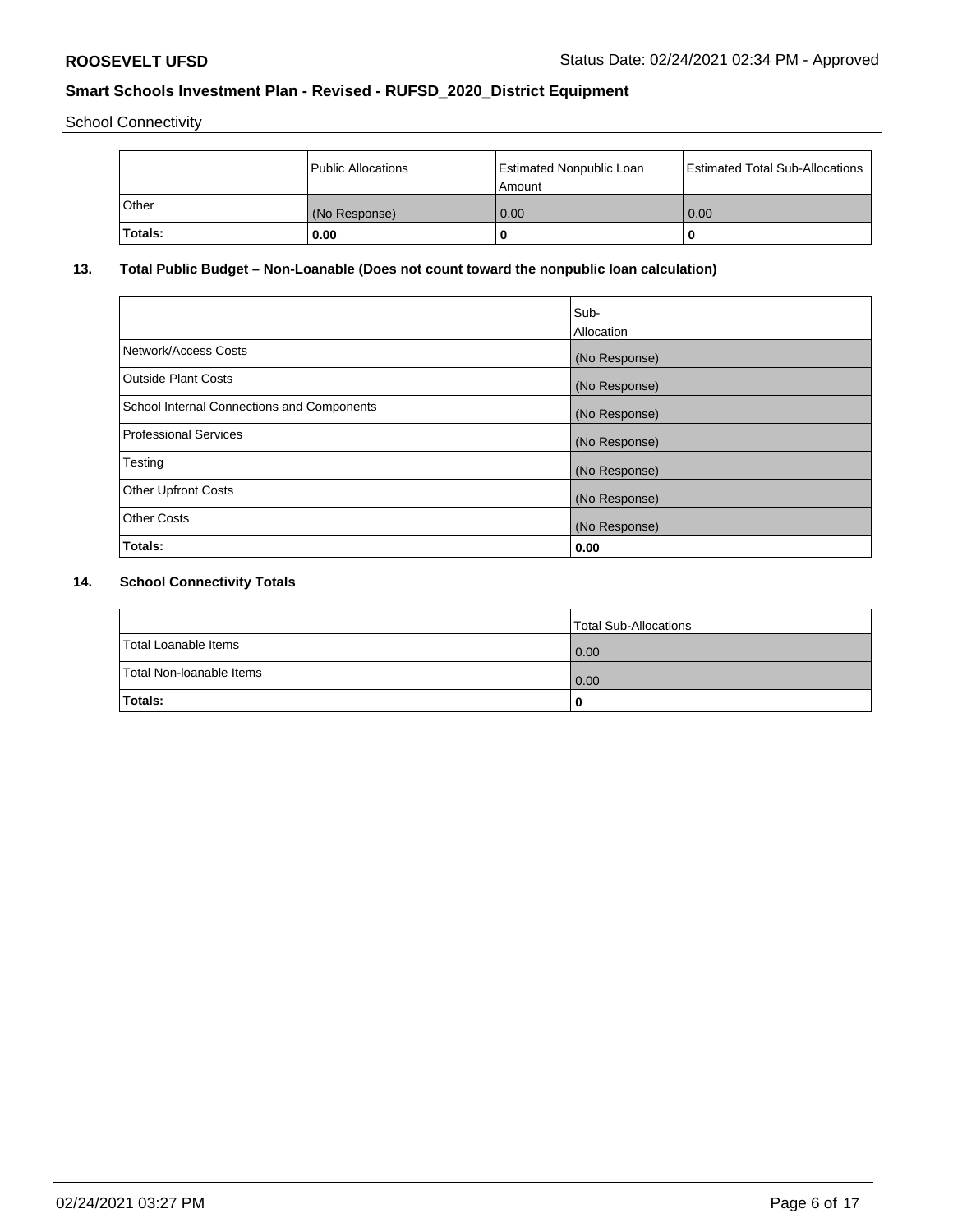School Connectivity

|  | Public Allocations | Estimated Nonpublic Loan Amount | Estimated Total Sub-Allocations |
| --- | --- | --- | --- |
| Other | (No Response) | 0.00 | 0.00 |
| **Totals:** | **0.00** | **0** | **0** |

## 13. Total Public Budget – Non-Loanable (Does not count toward the nonpublic loan calculation)

|  | Sub-Allocation |
| --- | --- |
| Network/Access Costs | (No Response) |
| Outside Plant Costs | (No Response) |
| School Internal Connections and Components | (No Response) |
| Professional Services | (No Response) |
| Testing | (No Response) |
| Other Upfront Costs | (No Response) |
| Other Costs | (No Response) |
| **Totals:** | **0.00** |

## 14. School Connectivity Totals

|  | Total Sub-Allocations |
| --- | --- |
| Total Loanable Items | 0.00 |
| Total Non-loanable Items | 0.00 |
| **Totals:** | **0** |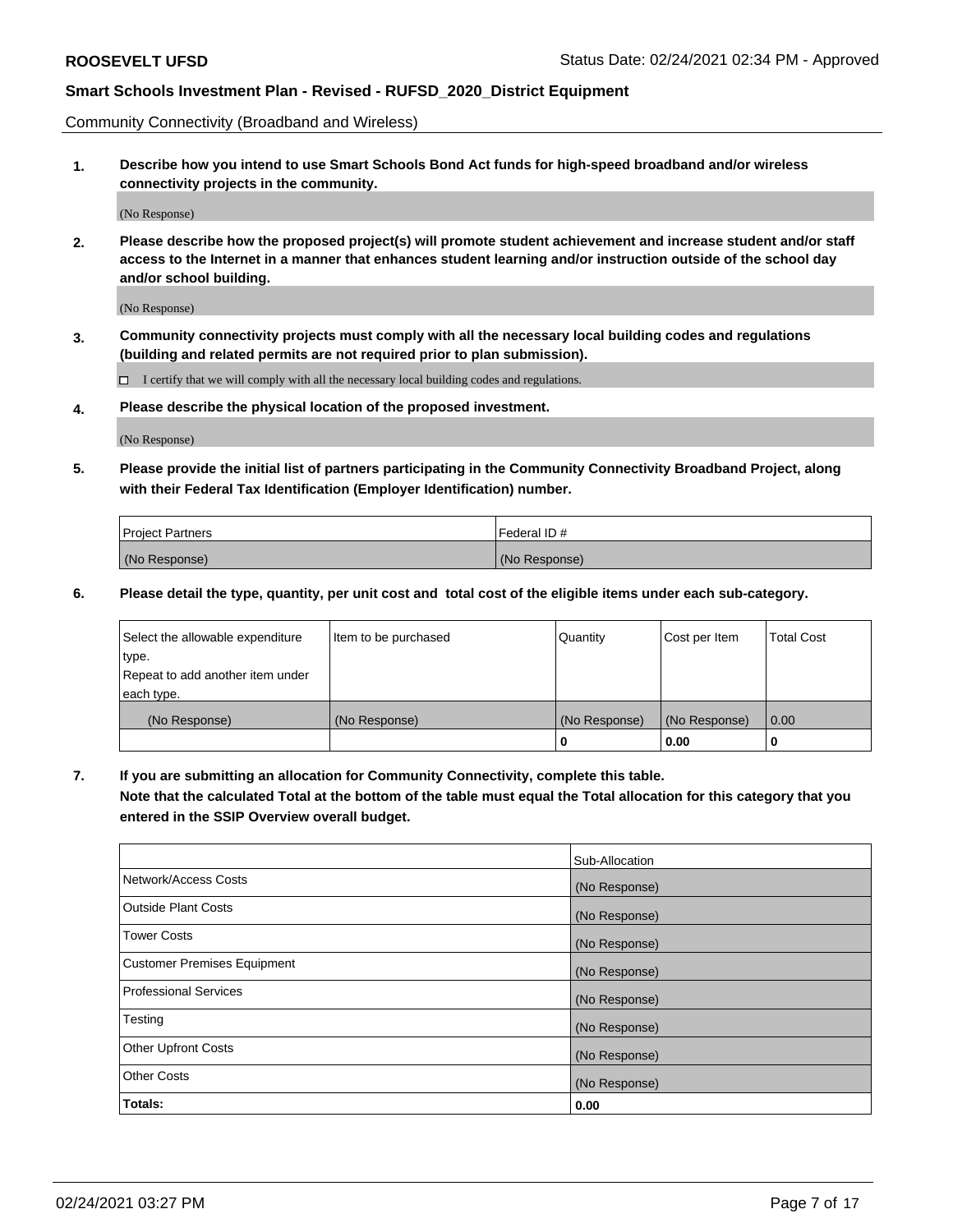Community Connectivity (Broadband and Wireless)

**1. Describe how you intend to use Smart Schools Bond Act funds for high-speed broadband and/or wireless connectivity projects in the community.**

(No Response)

**2. Please describe how the proposed project(s) will promote student achievement and increase student and/or staff access to the Internet in a manner that enhances student learning and/or instruction outside of the school day and/or school building.**

(No Response)

**3. Community connectivity projects must comply with all the necessary local building codes and regulations (building and related permits are not required prior to plan submission).**

☐ I certify that we will comply with all the necessary local building codes and regulations.

**4. Please describe the physical location of the proposed investment.**

(No Response)

**5. Please provide the initial list of partners participating in the Community Connectivity Broadband Project, along with their Federal Tax Identification (Employer Identification) number.**

| Project Partners | Federal ID # |
|---|---|
| (No Response) | (No Response) |

**6. Please detail the type, quantity, per unit cost and total cost of the eligible items under each sub-category.**

| Select the allowable expenditure type. Repeat to add another item under each type. | Item to be purchased | Quantity | Cost per Item | Total Cost |
|---|---|---|---|---|
| (No Response) | (No Response) | (No Response) | (No Response) | 0.00 |
| | | **0** | **0.00** | **0** |

**7. If you are submitting an allocation for Community Connectivity, complete this table. Note that the calculated Total at the bottom of the table must equal the Total allocation for this category that you entered in the SSIP Overview overall budget.**

| | Sub-Allocation |
|---|---|
| Network/Access Costs | (No Response) |
| Outside Plant Costs | (No Response) |
| Tower Costs | (No Response) |
| Customer Premises Equipment | (No Response) |
| Professional Services | (No Response) |
| Testing | (No Response) |
| Other Upfront Costs | (No Response) |
| Other Costs | (No Response) |
| **Totals:** | **0.00** |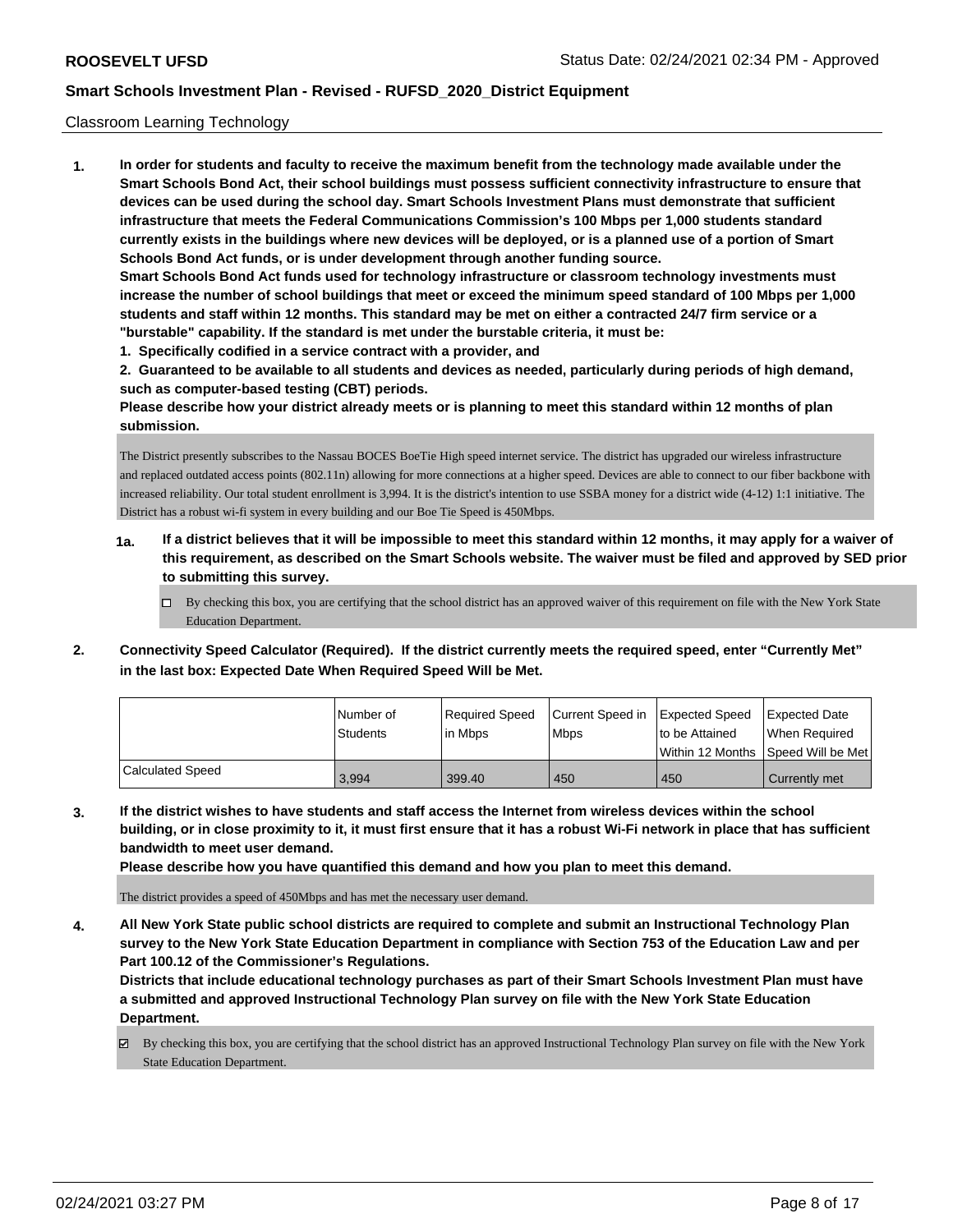Classroom Learning Technology

1. **In order for students and faculty to receive the maximum benefit from the technology made available under the Smart Schools Bond Act, their school buildings must possess sufficient connectivity infrastructure to ensure that devices can be used during the school day. Smart Schools Investment Plans must demonstrate that sufficient infrastructure that meets the Federal Communications Commission's 100 Mbps per 1,000 students standard currently exists in the buildings where new devices will be deployed, or is a planned use of a portion of Smart Schools Bond Act funds, or is under development through another funding source.**

   **Smart Schools Bond Act funds used for technology infrastructure or classroom technology investments must increase the number of school buildings that meet or exceed the minimum speed standard of 100 Mbps per 1,000 students and staff within 12 months. This standard may be met on either a contracted 24/7 firm service or a "burstable" capability. If the standard is met under the burstable criteria, it must be:**

   **1. Specifically codified in a service contract with a provider, and**

   **2. Guaranteed to be available to all students and devices as needed, particularly during periods of high demand, such as computer-based testing (CBT) periods.**

   **Please describe how your district already meets or is planning to meet this standard within 12 months of plan submission.**

   The District presently subscribes to the Nassau BOCES BoeTie High speed internet service. The district has upgraded our wireless infrastructure and replaced outdated access points (802.11n) allowing for more connections at a higher speed. Devices are able to connect to our fiber backbone with increased reliability. Our total student enrollment is 3,994. It is the district's intention to use SSBA money for a district wide (4-12) 1:1 initiative. The District has a robust wi-fi system in every building and our Boe Tie Speed is 450Mbps.

   **1a. If a district believes that it will be impossible to meet this standard within 12 months, it may apply for a waiver of this requirement, as described on the Smart Schools website. The waiver must be filed and approved by SED prior to submitting this survey.**

   ☐ By checking this box, you are certifying that the school district has an approved waiver of this requirement on file with the New York State Education Department.

2. **Connectivity Speed Calculator (Required). If the district currently meets the required speed, enter "Currently Met" in the last box: Expected Date When Required Speed Will be Met.**

| | Number of Students | Required Speed in Mbps | Current Speed in Mbps | Expected Speed to be Attained Within 12 Months | Expected Date When Required Speed Will be Met |
|---|---|---|---|---|---|
| Calculated Speed | 3,994 | 399.40 | 450 | 450 | Currently met |

3. **If the district wishes to have students and staff access the Internet from wireless devices within the school building, or in close proximity to it, it must first ensure that it has a robust Wi-Fi network in place that has sufficient bandwidth to meet user demand.**

   **Please describe how you have quantified this demand and how you plan to meet this demand.**

   The district provides a speed of 450Mbps and has met the necessary user demand.

4. **All New York State public school districts are required to complete and submit an Instructional Technology Plan survey to the New York State Education Department in compliance with Section 753 of the Education Law and per Part 100.12 of the Commissioner's Regulations.**

   **Districts that include educational technology purchases as part of their Smart Schools Investment Plan must have a submitted and approved Instructional Technology Plan survey on file with the New York State Education Department.**

   ☑ By checking this box, you are certifying that the school district has an approved Instructional Technology Plan survey on file with the New York State Education Department.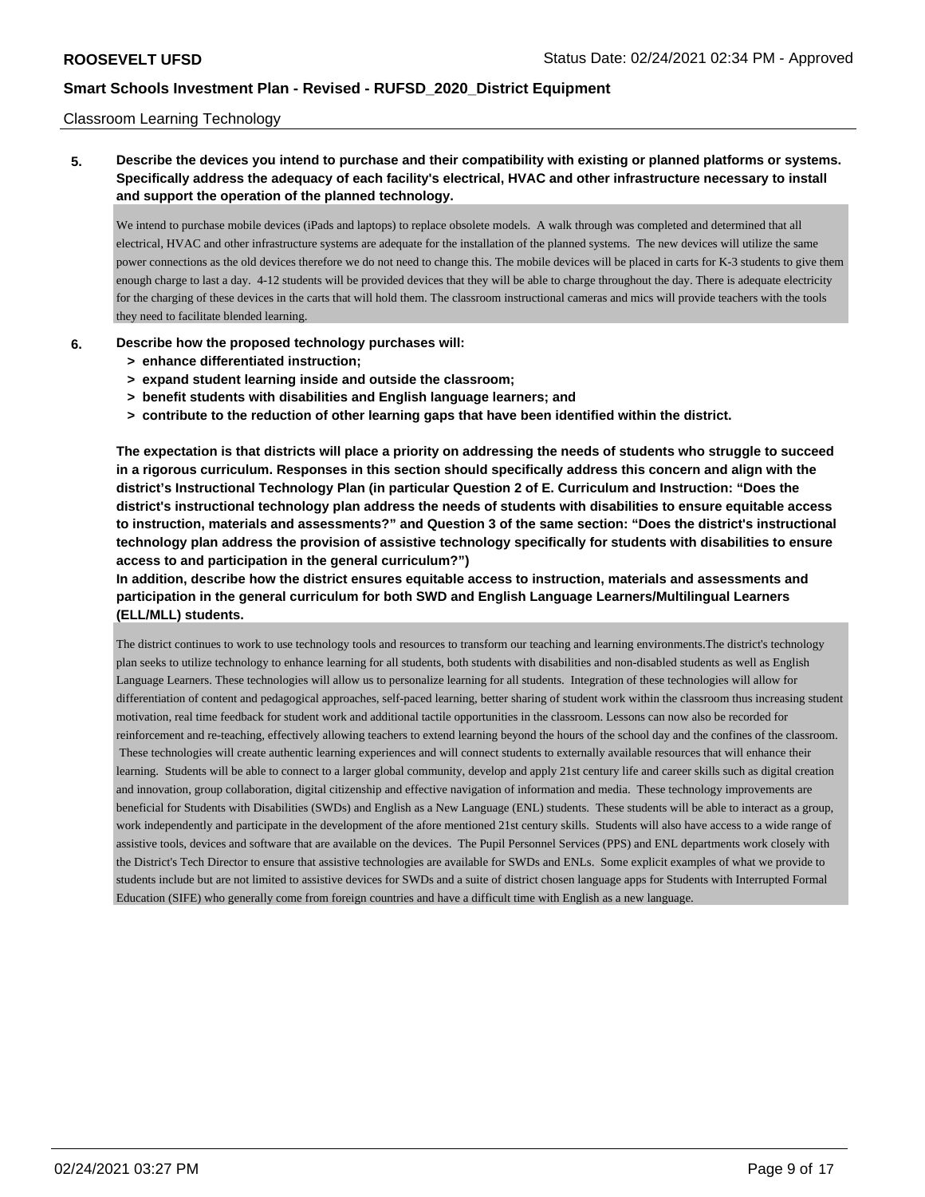Classroom Learning Technology

**5. Describe the devices you intend to purchase and their compatibility with existing or planned platforms or systems. Specifically address the adequacy of each facility's electrical, HVAC and other infrastructure necessary to install and support the operation of the planned technology.**

We intend to purchase mobile devices (iPads and laptops) to replace obsolete models. A walk through was completed and determined that all electrical, HVAC and other infrastructure systems are adequate for the installation of the planned systems. The new devices will utilize the same power connections as the old devices therefore we do not need to change this. The mobile devices will be placed in carts for K-3 students to give them enough charge to last a day. 4-12 students will be provided devices that they will be able to charge throughout the day. There is adequate electricity for the charging of these devices in the carts that will hold them. The classroom instructional cameras and mics will provide teachers with the tools they need to facilitate blended learning.

**6. Describe how the proposed technology purchases will:**

- **> enhance differentiated instruction;**
- **> expand student learning inside and outside the classroom;**
- **> benefit students with disabilities and English language learners; and**
- **> contribute to the reduction of other learning gaps that have been identified within the district.**

**The expectation is that districts will place a priority on addressing the needs of students who struggle to succeed in a rigorous curriculum. Responses in this section should specifically address this concern and align with the district's Instructional Technology Plan (in particular Question 2 of E. Curriculum and Instruction: "Does the district's instructional technology plan address the needs of students with disabilities to ensure equitable access to instruction, materials and assessments?" and Question 3 of the same section: "Does the district's instructional technology plan address the provision of assistive technology specifically for students with disabilities to ensure access to and participation in the general curriculum?")**

**In addition, describe how the district ensures equitable access to instruction, materials and assessments and participation in the general curriculum for both SWD and English Language Learners/Multilingual Learners (ELL/MLL) students.**

The district continues to work to use technology tools and resources to transform our teaching and learning environments.The district's technology plan seeks to utilize technology to enhance learning for all students, both students with disabilities and non-disabled students as well as English Language Learners. These technologies will allow us to personalize learning for all students. Integration of these technologies will allow for differentiation of content and pedagogical approaches, self-paced learning, better sharing of student work within the classroom thus increasing student motivation, real time feedback for student work and additional tactile opportunities in the classroom. Lessons can now also be recorded for reinforcement and re-teaching, effectively allowing teachers to extend learning beyond the hours of the school day and the confines of the classroom. These technologies will create authentic learning experiences and will connect students to externally available resources that will enhance their learning. Students will be able to connect to a larger global community, develop and apply 21st century life and career skills such as digital creation and innovation, group collaboration, digital citizenship and effective navigation of information and media. These technology improvements are beneficial for Students with Disabilities (SWDs) and English as a New Language (ENL) students. These students will be able to interact as a group, work independently and participate in the development of the afore mentioned 21st century skills. Students will also have access to a wide range of assistive tools, devices and software that are available on the devices. The Pupil Personnel Services (PPS) and ENL departments work closely with the District's Tech Director to ensure that assistive technologies are available for SWDs and ENLs. Some explicit examples of what we provide to students include but are not limited to assistive devices for SWDs and a suite of district chosen language apps for Students with Interrupted Formal Education (SIFE) who generally come from foreign countries and have a difficult time with English as a new language.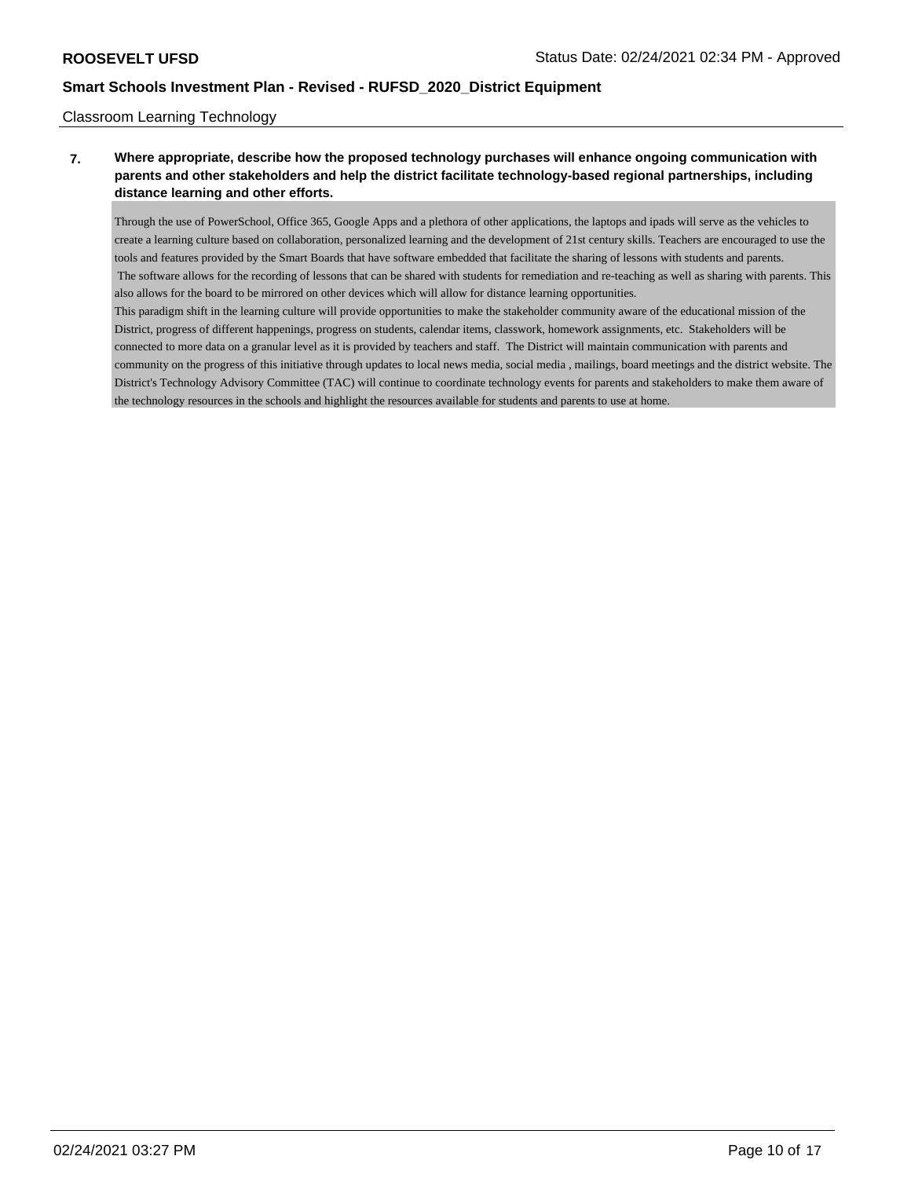Classroom Learning Technology

**7. Where appropriate, describe how the proposed technology purchases will enhance ongoing communication with parents and other stakeholders and help the district facilitate technology-based regional partnerships, including distance learning and other efforts.**

Through the use of PowerSchool, Office 365, Google Apps and a plethora of other applications, the laptops and ipads will serve as the vehicles to create a learning culture based on collaboration, personalized learning and the development of 21st century skills. Teachers are encouraged to use the tools and features provided by the Smart Boards that have software embedded that facilitate the sharing of lessons with students and parents.
The software allows for the recording of lessons that can be shared with students for remediation and re-teaching as well as sharing with parents. This also allows for the board to be mirrored on other devices which will allow for distance learning opportunities.
This paradigm shift in the learning culture will provide opportunities to make the stakeholder community aware of the educational mission of the District, progress of different happenings, progress on students, calendar items, classwork, homework assignments, etc. Stakeholders will be connected to more data on a granular level as it is provided by teachers and staff. The District will maintain communication with parents and community on the progress of this initiative through updates to local news media, social media , mailings, board meetings and the district website. The District's Technology Advisory Committee (TAC) will continue to coordinate technology events for parents and stakeholders to make them aware of the technology resources in the schools and highlight the resources available for students and parents to use at home.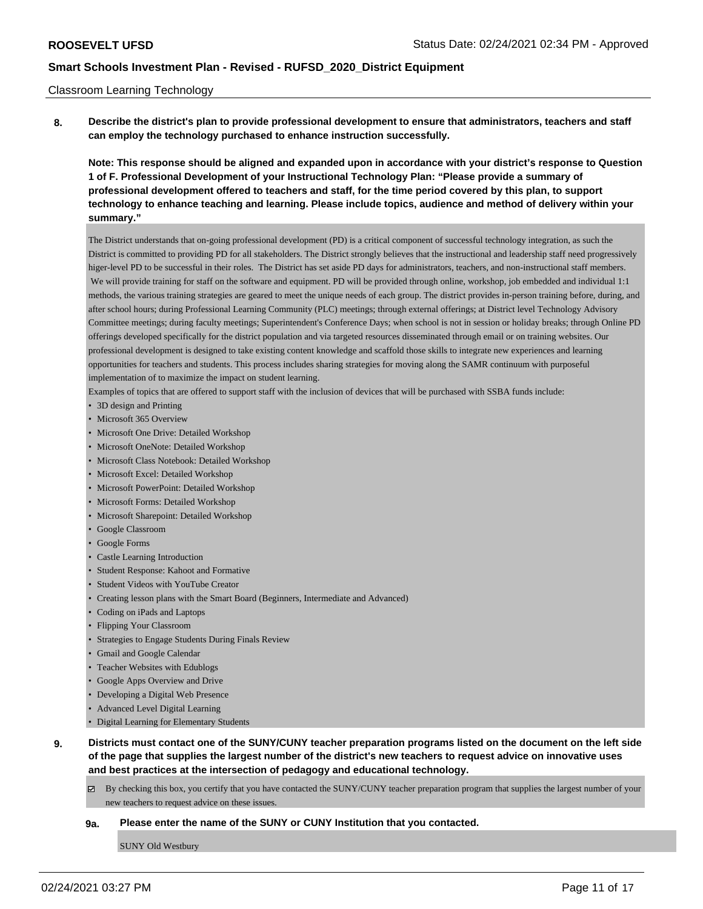Classroom Learning Technology

**8. Describe the district's plan to provide professional development to ensure that administrators, teachers and staff can employ the technology purchased to enhance instruction successfully.**

**Note: This response should be aligned and expanded upon in accordance with your district's response to Question 1 of F. Professional Development of your Instructional Technology Plan: "Please provide a summary of professional development offered to teachers and staff, for the time period covered by this plan, to support technology to enhance teaching and learning. Please include topics, audience and method of delivery within your summary."**

The District understands that on-going professional development (PD) is a critical component of successful technology integration, as such the District is committed to providing PD for all stakeholders. The District strongly believes that the instructional and leadership staff need progressively higer-level PD to be successful in their roles. The District has set aside PD days for administrators, teachers, and non-instructional staff members. We will provide training for staff on the software and equipment. PD will be provided through online, workshop, job embedded and individual 1:1 methods, the various training strategies are geared to meet the unique needs of each group. The district provides in-person training before, during, and after school hours; during Professional Learning Community (PLC) meetings; through external offerings; at District level Technology Advisory Committee meetings; during faculty meetings; Superintendent's Conference Days; when school is not in session or holiday breaks; through Online PD offerings developed specifically for the district population and via targeted resources disseminated through email or on training websites. Our professional development is designed to take existing content knowledge and scaffold those skills to integrate new experiences and learning opportunities for teachers and students. This process includes sharing strategies for moving along the SAMR continuum with purposeful implementation of to maximize the impact on student learning.

Examples of topics that are offered to support staff with the inclusion of devices that will be purchased with SSBA funds include:

- 3D design and Printing
- Microsoft 365 Overview
- Microsoft One Drive: Detailed Workshop
- Microsoft OneNote: Detailed Workshop
- Microsoft Class Notebook: Detailed Workshop
- Microsoft Excel: Detailed Workshop
- Microsoft PowerPoint: Detailed Workshop
- Microsoft Forms: Detailed Workshop
- Microsoft Sharepoint: Detailed Workshop
- Google Classroom
- Google Forms
- Castle Learning Introduction
- Student Response: Kahoot and Formative
- Student Videos with YouTube Creator
- Creating lesson plans with the Smart Board (Beginners, Intermediate and Advanced)
- Coding on iPads and Laptops
- Flipping Your Classroom
- Strategies to Engage Students During Finals Review
- Gmail and Google Calendar
- Teacher Websites with Edublogs
- Google Apps Overview and Drive
- Developing a Digital Web Presence
- Advanced Level Digital Learning
- Digital Learning for Elementary Students

**9. Districts must contact one of the SUNY/CUNY teacher preparation programs listed on the document on the left side of the page that supplies the largest number of the district's new teachers to request advice on innovative uses and best practices at the intersection of pedagogy and educational technology.**

☑ By checking this box, you certify that you have contacted the SUNY/CUNY teacher preparation program that supplies the largest number of your new teachers to request advice on these issues.

**9a. Please enter the name of the SUNY or CUNY Institution that you contacted.**

SUNY Old Westbury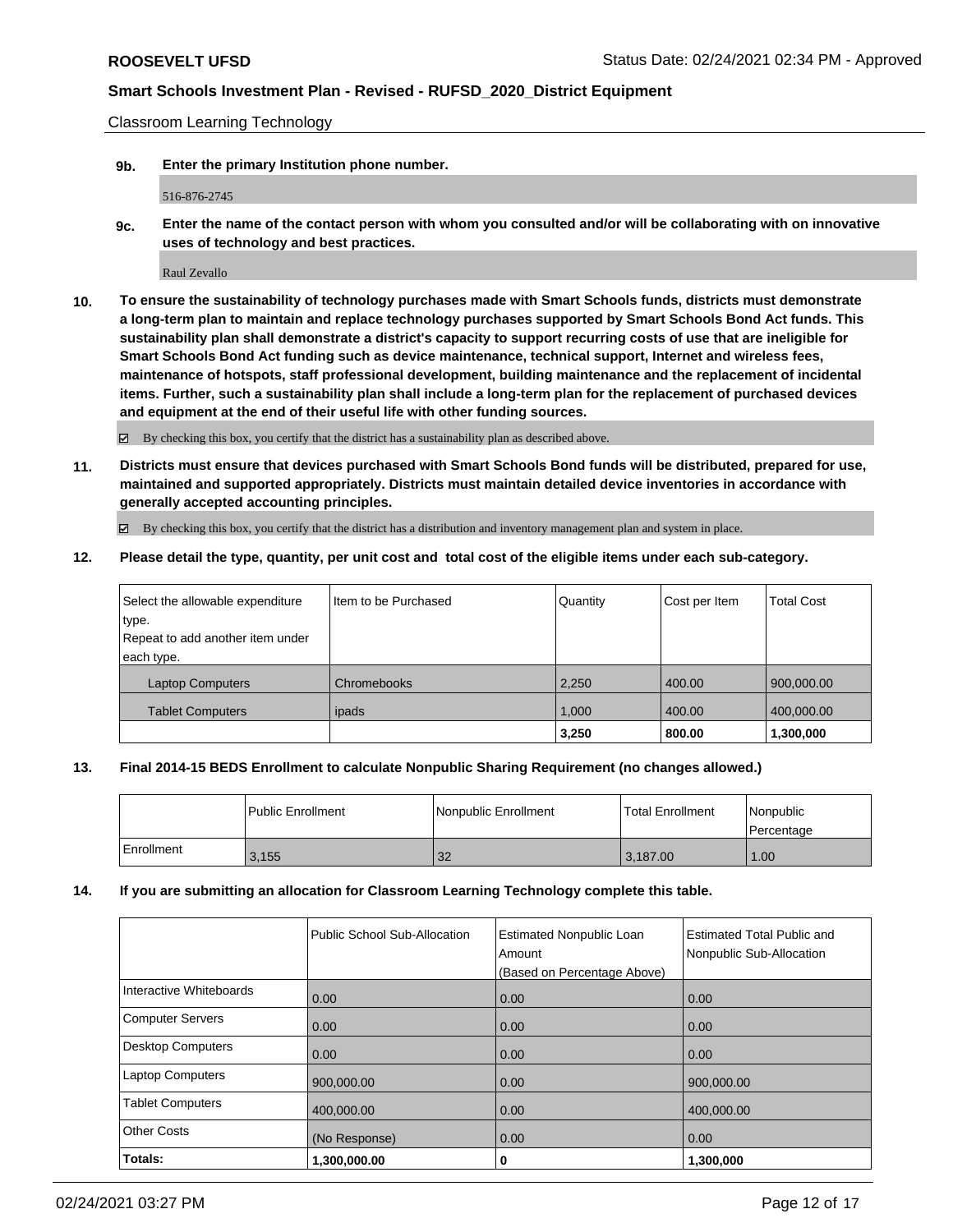Classroom Learning Technology

**9b. Enter the primary Institution phone number.**

516-876-2745

**9c. Enter the name of the contact person with whom you consulted and/or will be collaborating with on innovative uses of technology and best practices.**

Raul Zevallo

**10. To ensure the sustainability of technology purchases made with Smart Schools funds, districts must demonstrate a long-term plan to maintain and replace technology purchases supported by Smart Schools Bond Act funds. This sustainability plan shall demonstrate a district's capacity to support recurring costs of use that are ineligible for Smart Schools Bond Act funding such as device maintenance, technical support, Internet and wireless fees, maintenance of hotspots, staff professional development, building maintenance and the replacement of incidental items. Further, such a sustainability plan shall include a long-term plan for the replacement of purchased devices and equipment at the end of their useful life with other funding sources.**

☑ By checking this box, you certify that the district has a sustainability plan as described above.

**11. Districts must ensure that devices purchased with Smart Schools Bond funds will be distributed, prepared for use, maintained and supported appropriately. Districts must maintain detailed device inventories in accordance with generally accepted accounting principles.**

☑ By checking this box, you certify that the district has a distribution and inventory management plan and system in place.

**12. Please detail the type, quantity, per unit cost and total cost of the eligible items under each sub-category.**

| Select the allowable expenditure type. Repeat to add another item under each type. | Item to be Purchased | Quantity | Cost per Item | Total Cost |
|---|---|---|---|---|
| Laptop Computers | Chromebooks | 2,250 | 400.00 | 900,000.00 |
| Tablet Computers | ipads | 1,000 | 400.00 | 400,000.00 |
| | | **3,250** | **800.00** | **1,300,000** |

**13. Final 2014-15 BEDS Enrollment to calculate Nonpublic Sharing Requirement (no changes allowed.)**

| | Public Enrollment | Nonpublic Enrollment | Total Enrollment | Nonpublic Percentage |
|---|---|---|---|---|
| Enrollment | 3,155 | 32 | 3,187.00 | 1.00 |

**14. If you are submitting an allocation for Classroom Learning Technology complete this table.**

| | Public School Sub-Allocation | Estimated Nonpublic Loan Amount (Based on Percentage Above) | Estimated Total Public and Nonpublic Sub-Allocation |
|---|---|---|---|
| Interactive Whiteboards | 0.00 | 0.00 | 0.00 |
| Computer Servers | 0.00 | 0.00 | 0.00 |
| Desktop Computers | 0.00 | 0.00 | 0.00 |
| Laptop Computers | 900,000.00 | 0.00 | 900,000.00 |
| Tablet Computers | 400,000.00 | 0.00 | 400,000.00 |
| Other Costs | (No Response) | 0.00 | 0.00 |
| **Totals:** | **1,300,000.00** | **0** | **1,300,000** |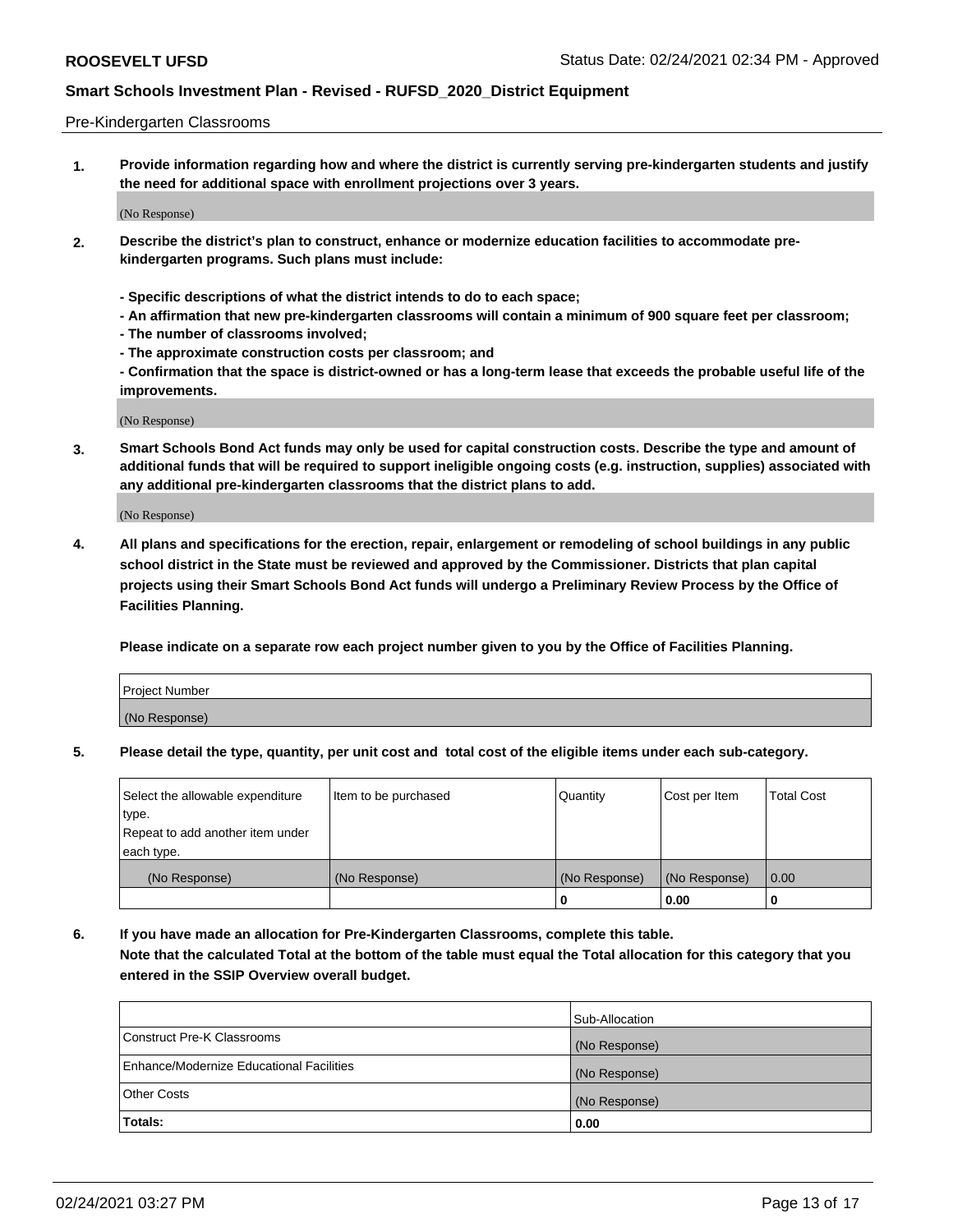Pre-Kindergarten Classrooms

**1. Provide information regarding how and where the district is currently serving pre-kindergarten students and justify the need for additional space with enrollment projections over 3 years.**

(No Response)

**2. Describe the district's plan to construct, enhance or modernize education facilities to accommodate pre-kindergarten programs. Such plans must include:**

**- Specific descriptions of what the district intends to do to each space;**
**- An affirmation that new pre-kindergarten classrooms will contain a minimum of 900 square feet per classroom;**
**- The number of classrooms involved;**
**- The approximate construction costs per classroom; and**
**- Confirmation that the space is district-owned or has a long-term lease that exceeds the probable useful life of the improvements.**

(No Response)

**3. Smart Schools Bond Act funds may only be used for capital construction costs. Describe the type and amount of additional funds that will be required to support ineligible ongoing costs (e.g. instruction, supplies) associated with any additional pre-kindergarten classrooms that the district plans to add.**

(No Response)

**4. All plans and specifications for the erection, repair, enlargement or remodeling of school buildings in any public school district in the State must be reviewed and approved by the Commissioner. Districts that plan capital projects using their Smart Schools Bond Act funds will undergo a Preliminary Review Process by the Office of Facilities Planning.**

**Please indicate on a separate row each project number given to you by the Office of Facilities Planning.**

| Project Number |
|---|
| (No Response) |

**5. Please detail the type, quantity, per unit cost and total cost of the eligible items under each sub-category.**

| Select the allowable expenditure type. Repeat to add another item under each type. | Item to be purchased | Quantity | Cost per Item | Total Cost |
|---|---|---|---|---|
| (No Response) | (No Response) | (No Response) | (No Response) | 0.00 |
| | | 0 | 0.00 | 0 |

**6. If you have made an allocation for Pre-Kindergarten Classrooms, complete this table.**
**Note that the calculated Total at the bottom of the table must equal the Total allocation for this category that you entered in the SSIP Overview overall budget.**

| | Sub-Allocation |
|---|---|
| Construct Pre-K Classrooms | (No Response) |
| Enhance/Modernize Educational Facilities | (No Response) |
| Other Costs | (No Response) |
| **Totals:** | **0.00** |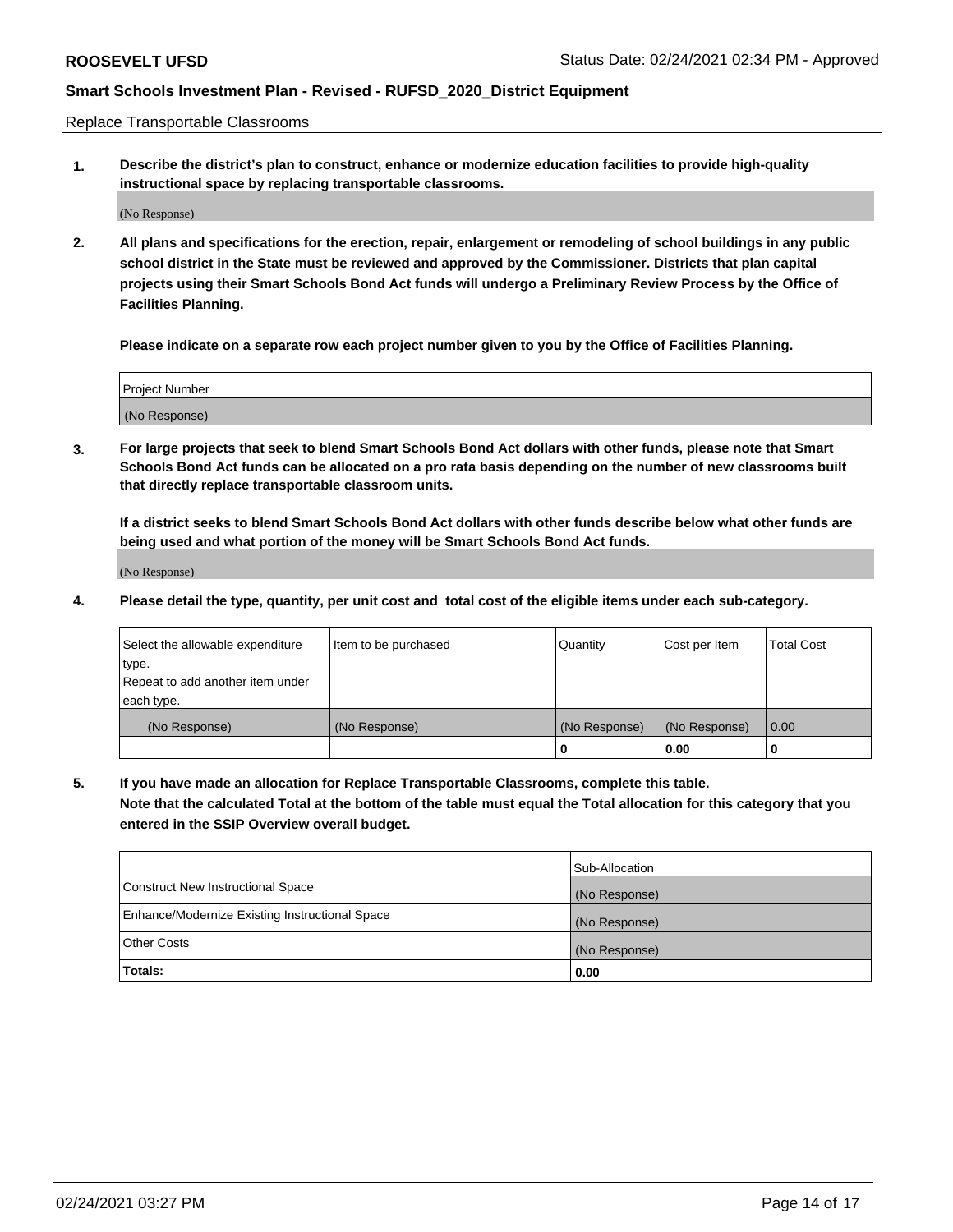Replace Transportable Classrooms

**1. Describe the district's plan to construct, enhance or modernize education facilities to provide high-quality instructional space by replacing transportable classrooms.**

(No Response)

**2. All plans and specifications for the erection, repair, enlargement or remodeling of school buildings in any public school district in the State must be reviewed and approved by the Commissioner. Districts that plan capital projects using their Smart Schools Bond Act funds will undergo a Preliminary Review Process by the Office of Facilities Planning.**

**Please indicate on a separate row each project number given to you by the Office of Facilities Planning.**

| Project Number |
|---|
| (No Response) |

**3. For large projects that seek to blend Smart Schools Bond Act dollars with other funds, please note that Smart Schools Bond Act funds can be allocated on a pro rata basis depending on the number of new classrooms built that directly replace transportable classroom units.**

**If a district seeks to blend Smart Schools Bond Act dollars with other funds describe below what other funds are being used and what portion of the money will be Smart Schools Bond Act funds.**

(No Response)

**4. Please detail the type, quantity, per unit cost and total cost of the eligible items under each sub-category.**

| Select the allowable expenditure type. Repeat to add another item under each type. | Item to be purchased | Quantity | Cost per Item | Total Cost |
|---|---|---|---|---|
| (No Response) | (No Response) | (No Response) | (No Response) | 0.00 |
| | | **0** | **0.00** | **0** |

**5. If you have made an allocation for Replace Transportable Classrooms, complete this table. Note that the calculated Total at the bottom of the table must equal the Total allocation for this category that you entered in the SSIP Overview overall budget.**

| | Sub-Allocation |
|---|---|
| Construct New Instructional Space | (No Response) |
| Enhance/Modernize Existing Instructional Space | (No Response) |
| Other Costs | (No Response) |
| **Totals:** | **0.00** |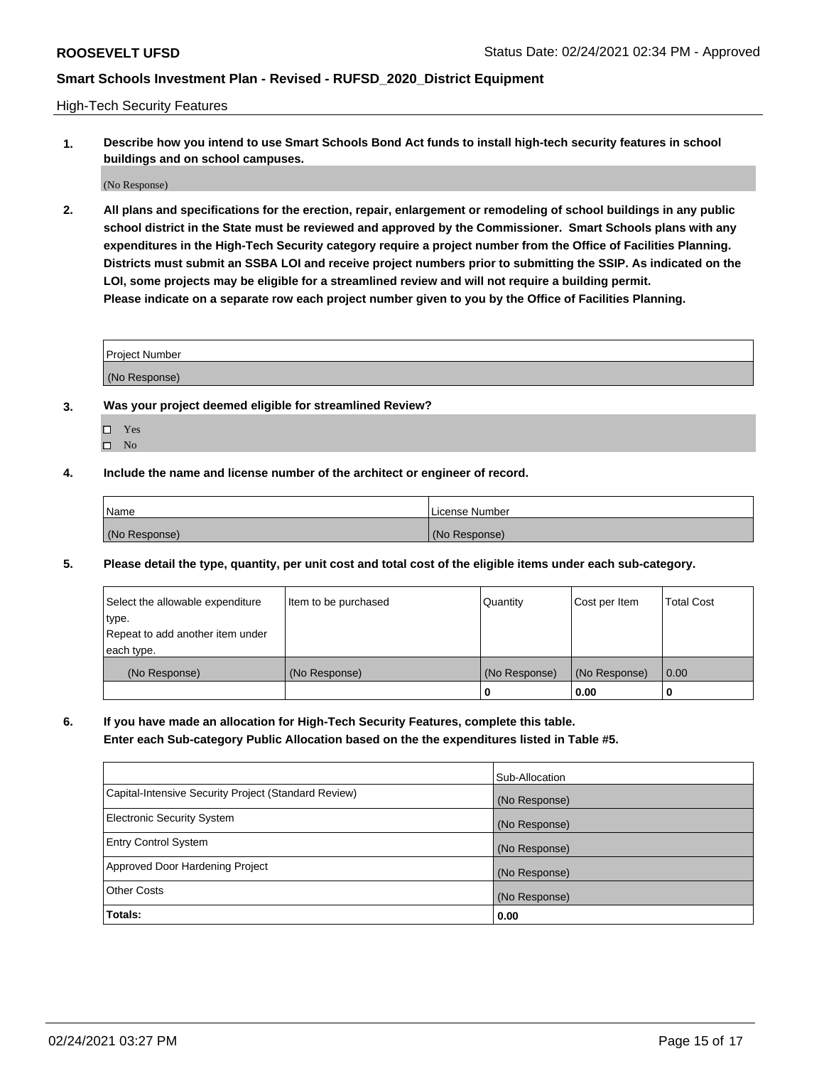## High-Tech Security Features

**1. Describe how you intend to use Smart Schools Bond Act funds to install high-tech security features in school buildings and on school campuses.**

(No Response)

**2. All plans and specifications for the erection, repair, enlargement or remodeling of school buildings in any public school district in the State must be reviewed and approved by the Commissioner. Smart Schools plans with any expenditures in the High-Tech Security category require a project number from the Office of Facilities Planning. Districts must submit an SSBA LOI and receive project numbers prior to submitting the SSIP. As indicated on the LOI, some projects may be eligible for a streamlined review and will not require a building permit. Please indicate on a separate row each project number given to you by the Office of Facilities Planning.**

| Project Number |
| --- |
| (No Response) |

**3. Was your project deemed eligible for streamlined Review?**

- ☐ Yes
- ☐ No

**4. Include the name and license number of the architect or engineer of record.**

| Name | License Number |
| --- | --- |
| (No Response) | (No Response) |

**5. Please detail the type, quantity, per unit cost and total cost of the eligible items under each sub-category.**

| Select the allowable expenditure type. Repeat to add another item under each type. | Item to be purchased | Quantity | Cost per Item | Total Cost |
| --- | --- | --- | --- | --- |
| (No Response) | (No Response) | (No Response) | (No Response) | 0.00 |
| | | 0 | 0.00 | 0 |

**6. If you have made an allocation for High-Tech Security Features, complete this table. Enter each Sub-category Public Allocation based on the the expenditures listed in Table #5.**

| | Sub-Allocation |
| --- | --- |
| Capital-Intensive Security Project (Standard Review) | (No Response) |
| Electronic Security System | (No Response) |
| Entry Control System | (No Response) |
| Approved Door Hardening Project | (No Response) |
| Other Costs | (No Response) |
| **Totals:** | **0.00** |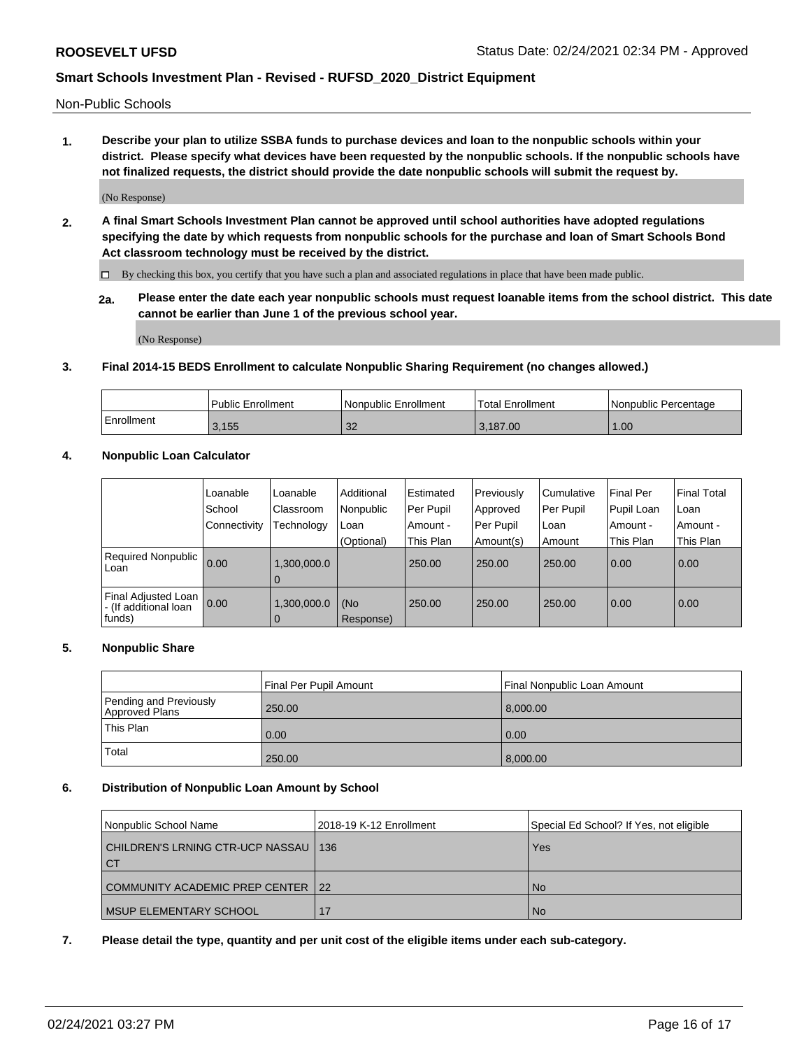**ROOSEVELT UFSD** Status Date: 02/24/2021 02:34 PM - Approved

## Smart Schools Investment Plan - Revised - RUFSD_2020_District Equipment

Non-Public Schools

**1. Describe your plan to utilize SSBA funds to purchase devices and loan to the nonpublic schools within your district. Please specify what devices have been requested by the nonpublic schools. If the nonpublic schools have not finalized requests, the district should provide the date nonpublic schools will submit the request by.**

(No Response)

**2. A final Smart Schools Investment Plan cannot be approved until school authorities have adopted regulations specifying the date by which requests from nonpublic schools for the purchase and loan of Smart Schools Bond Act classroom technology must be received by the district.**

☐ By checking this box, you certify that you have such a plan and associated regulations in place that have been made public.

**2a. Please enter the date each year nonpublic schools must request loanable items from the school district. This date cannot be earlier than June 1 of the previous school year.**

(No Response)

**3. Final 2014-15 BEDS Enrollment to calculate Nonpublic Sharing Requirement (no changes allowed.)**

| | Public Enrollment | Nonpublic Enrollment | Total Enrollment | Nonpublic Percentage |
|---|---|---|---|---|
| Enrollment | 3,155 | 32 | 3,187.00 | 1.00 |

**4. Nonpublic Loan Calculator**

| | Loanable School Connectivity | Loanable Classroom Technology | Additional Nonpublic Loan (Optional) | Estimated Per Pupil Amount - This Plan | Previously Approved Per Pupil Amount(s) | Cumulative Per Pupil Loan Amount | Final Per Pupil Loan Amount - This Plan | Final Total Loan Amount - This Plan |
|---|---|---|---|---|---|---|---|---|
| Required Nonpublic Loan | 0.00 | 1,300,000.00 | | 250.00 | 250.00 | 250.00 | 0.00 | 0.00 |
| Final Adjusted Loan - (If additional loan funds) | 0.00 | 1,300,000.00 | (No Response) | 250.00 | 250.00 | 250.00 | 0.00 | 0.00 |

**5. Nonpublic Share**

| | Final Per Pupil Amount | Final Nonpublic Loan Amount |
|---|---|---|
| Pending and Previously Approved Plans | 250.00 | 8,000.00 |
| This Plan | 0.00 | 0.00 |
| Total | 250.00 | 8,000.00 |

**6. Distribution of Nonpublic Loan Amount by School**

| Nonpublic School Name | 2018-19 K-12 Enrollment | Special Ed School? If Yes, not eligible |
|---|---|---|
| CHILDREN'S LRNING CTR-UCP NASSAU CT | 136 | Yes |
| COMMUNITY ACADEMIC PREP CENTER | 22 | No |
| MSUP ELEMENTARY SCHOOL | 17 | No |

**7. Please detail the type, quantity and per unit cost of the eligible items under each sub-category.**

02/24/2021 03:27 PM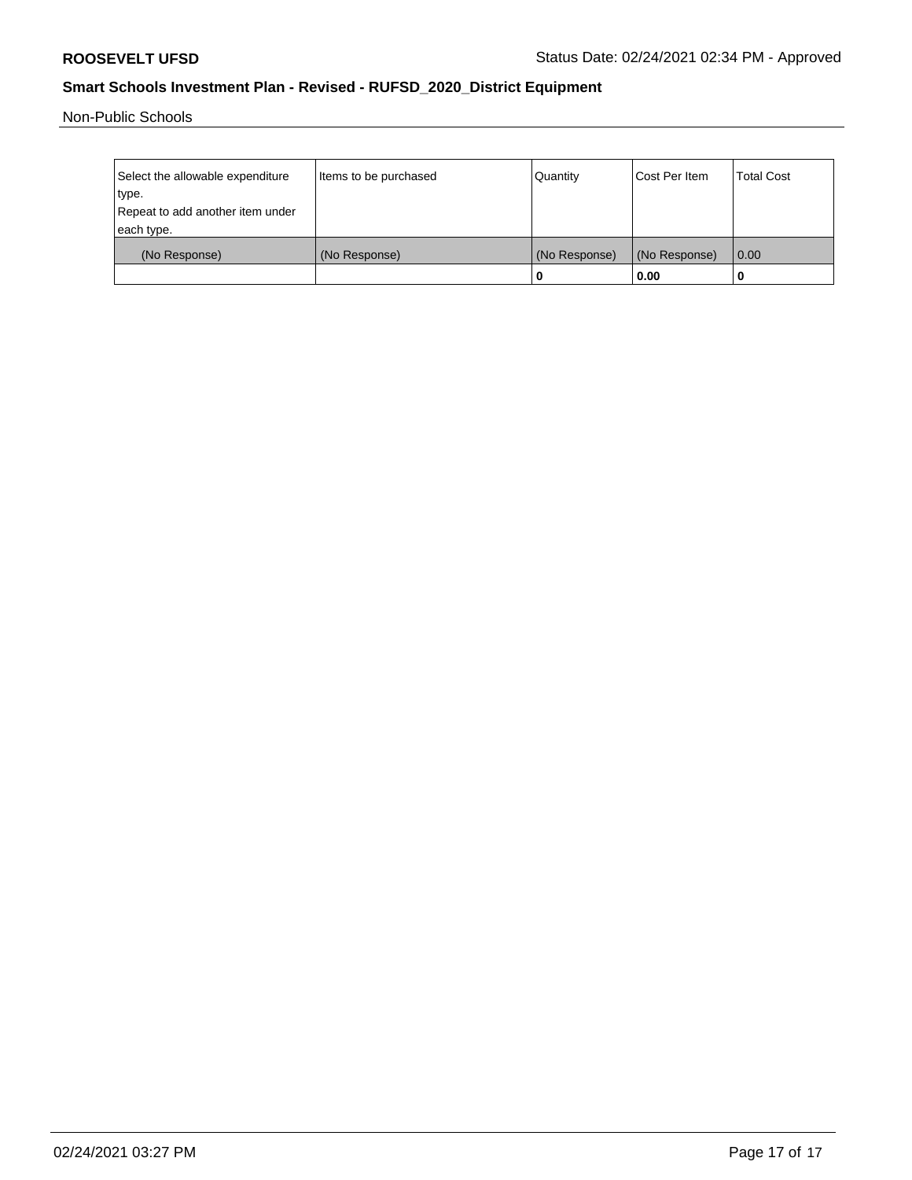Non-Public Schools

| Select the allowable expenditure type. Repeat to add another item under each type. | Items to be purchased | Quantity | Cost Per Item | Total Cost |
|---|---|---|---|---|
| (No Response) | (No Response) | (No Response) | (No Response) | 0.00 |
| | | **0** | **0.00** | **0** |